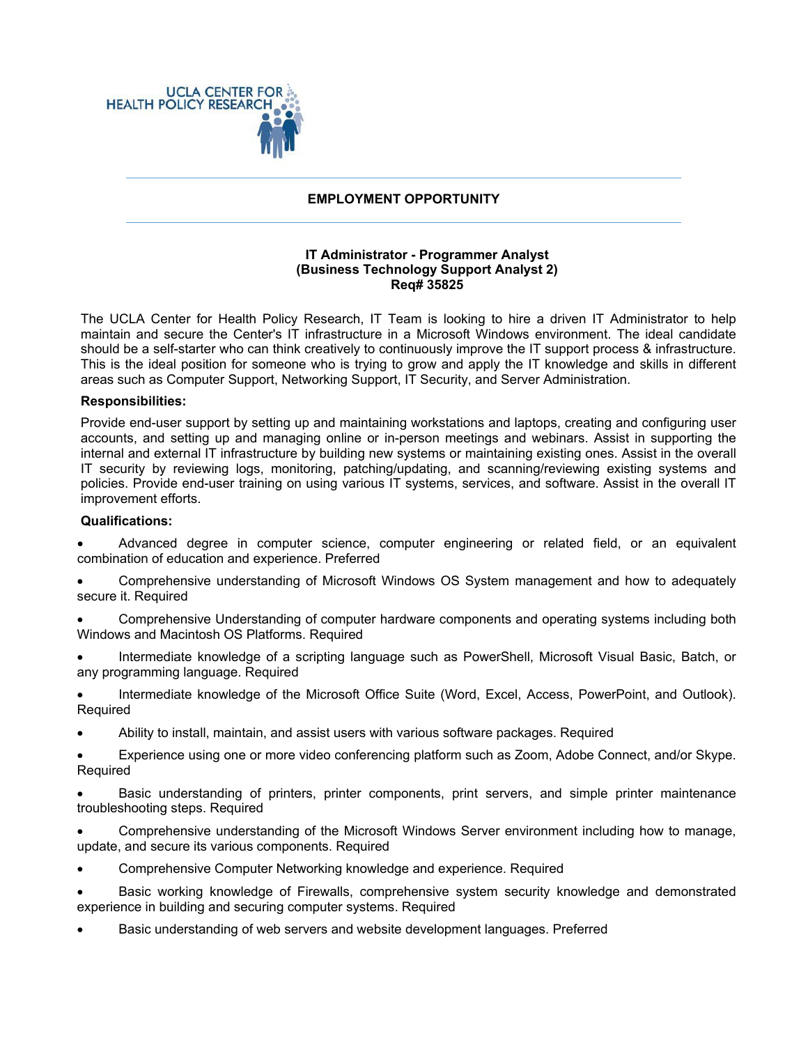UCLA CENTER FOR HEALTH POLICY RESEARCH

## EMPLOYMENT OPPORTUNITY

### IT Administrator - Programmer Analyst
### (Business Technology Support Analyst 2)
### Req# 35825

The UCLA Center for Health Policy Research, IT Team is looking to hire a driven IT Administrator to help maintain and secure the Center's IT infrastructure in a Microsoft Windows environment. The ideal candidate should be a self-starter who can think creatively to continuously improve the IT support process & infrastructure. This is the ideal position for someone who is trying to grow and apply the IT knowledge and skills in different areas such as Computer Support, Networking Support, IT Security, and Server Administration.

**Responsibilities:**

Provide end-user support by setting up and maintaining workstations and laptops, creating and configuring user accounts, and setting up and managing online or in-person meetings and webinars. Assist in supporting the internal and external IT infrastructure by building new systems or maintaining existing ones. Assist in the overall IT security by reviewing logs, monitoring, patching/updating, and scanning/reviewing existing systems and policies. Provide end-user training on using various IT systems, services, and software. Assist in the overall IT improvement efforts.

**Qualifications:**

- Advanced degree in computer science, computer engineering or related field, or an equivalent combination of education and experience. Preferred
- Comprehensive understanding of Microsoft Windows OS System management and how to adequately secure it. Required
- Comprehensive Understanding of computer hardware components and operating systems including both Windows and Macintosh OS Platforms. Required
- Intermediate knowledge of a scripting language such as PowerShell, Microsoft Visual Basic, Batch, or any programming language. Required
- Intermediate knowledge of the Microsoft Office Suite (Word, Excel, Access, PowerPoint, and Outlook). Required
- Ability to install, maintain, and assist users with various software packages. Required
- Experience using one or more video conferencing platform such as Zoom, Adobe Connect, and/or Skype. Required
- Basic understanding of printers, printer components, print servers, and simple printer maintenance troubleshooting steps. Required
- Comprehensive understanding of the Microsoft Windows Server environment including how to manage, update, and secure its various components. Required
- Comprehensive Computer Networking knowledge and experience. Required
- Basic working knowledge of Firewalls, comprehensive system security knowledge and demonstrated experience in building and securing computer systems. Required
- Basic understanding of web servers and website development languages. Preferred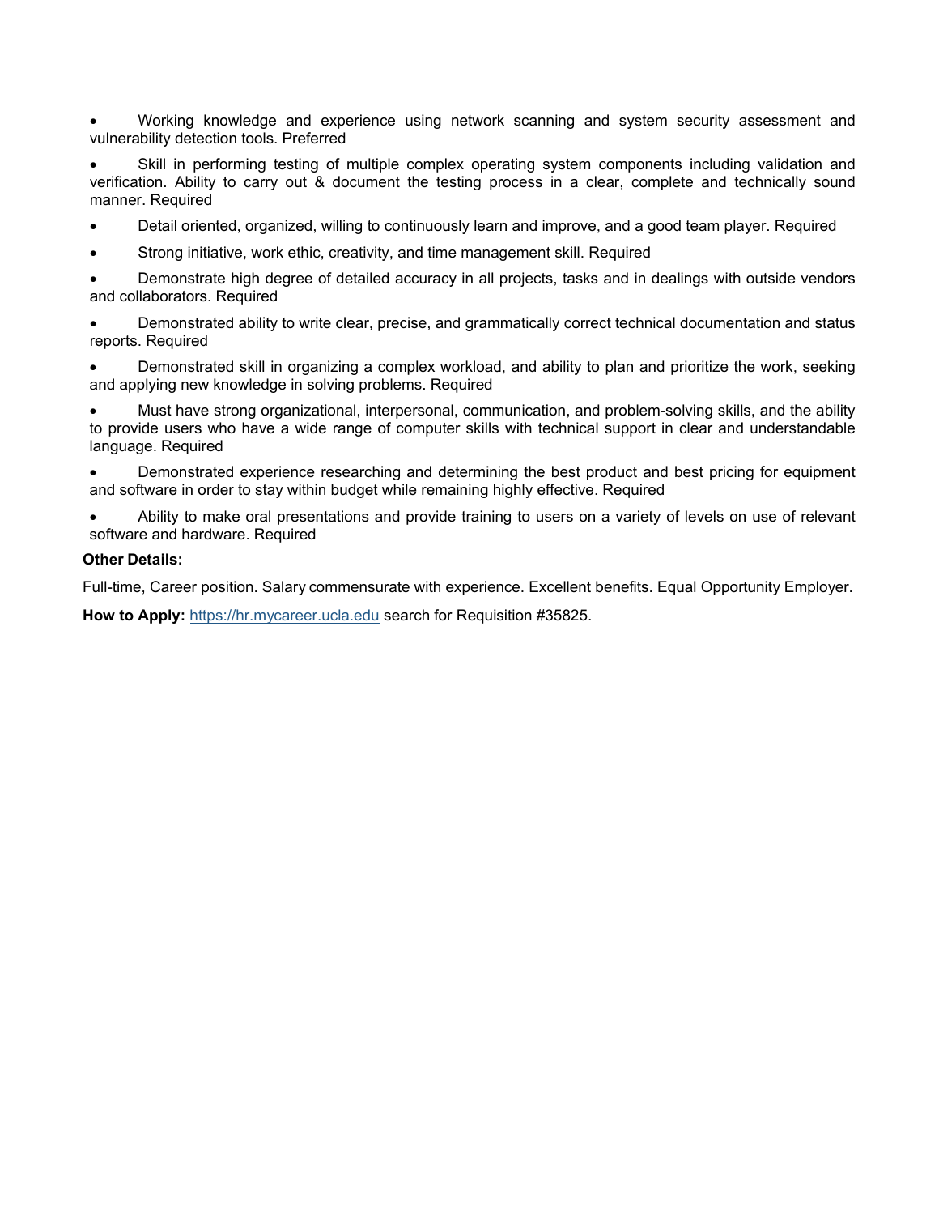- Working knowledge and experience using network scanning and system security assessment and vulnerability detection tools. Preferred
- Skill in performing testing of multiple complex operating system components including validation and verification. Ability to carry out & document the testing process in a clear, complete and technically sound manner. Required
- Detail oriented, organized, willing to continuously learn and improve, and a good team player. Required
- Strong initiative, work ethic, creativity, and time management skill. Required
- Demonstrate high degree of detailed accuracy in all projects, tasks and in dealings with outside vendors and collaborators. Required
- Demonstrated ability to write clear, precise, and grammatically correct technical documentation and status reports. Required
- Demonstrated skill in organizing a complex workload, and ability to plan and prioritize the work, seeking and applying new knowledge in solving problems. Required
- Must have strong organizational, interpersonal, communication, and problem-solving skills, and the ability to provide users who have a wide range of computer skills with technical support in clear and understandable language. Required
- Demonstrated experience researching and determining the best product and best pricing for equipment and software in order to stay within budget while remaining highly effective. Required
- Ability to make oral presentations and provide training to users on a variety of levels on use of relevant software and hardware. Required

**Other Details:**

Full-time, Career position. Salary commensurate with experience. Excellent benefits. Equal Opportunity Employer.

**How to Apply:** https://hr.mycareer.ucla.edu search for Requisition #35825.